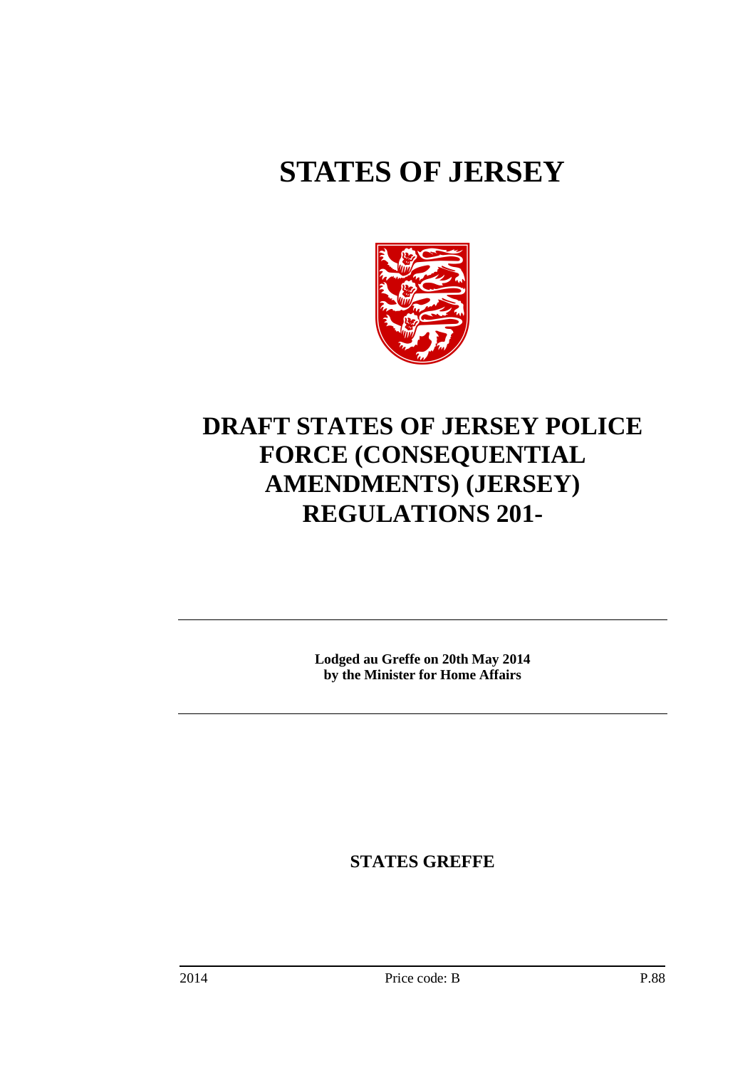# STATES OF JERSEY

# DRAFT STATES OF JERSEY POLICE FORCE (CONSEQUENTIAL AMENDMENTS) (JERSEY) REGULATIONS 201-

**Lodged au Greffe on 20th May 2014**
**by the Minister for Home Affairs**

**STATES GREFFE**

2014 Price code: B P.88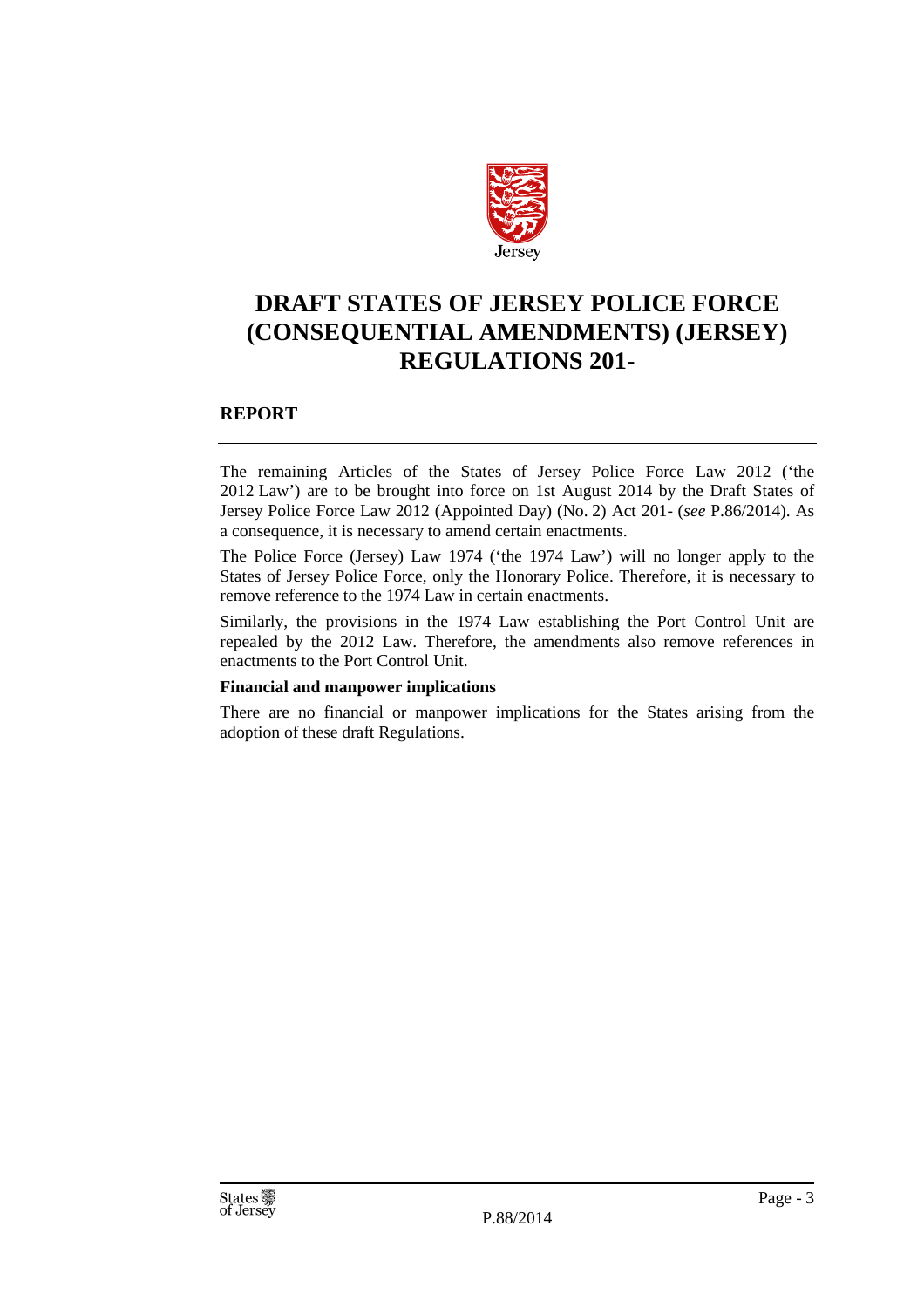# DRAFT STATES OF JERSEY POLICE FORCE (CONSEQUENTIAL AMENDMENTS) (JERSEY) REGULATIONS 201-

## REPORT

The remaining Articles of the States of Jersey Police Force Law 2012 ('the 2012 Law') are to be brought into force on 1st August 2014 by the Draft States of Jersey Police Force Law 2012 (Appointed Day) (No. 2) Act 201- (*see* P.86/2014). As a consequence, it is necessary to amend certain enactments.

The Police Force (Jersey) Law 1974 ('the 1974 Law') will no longer apply to the States of Jersey Police Force, only the Honorary Police. Therefore, it is necessary to remove reference to the 1974 Law in certain enactments.

Similarly, the provisions in the 1974 Law establishing the Port Control Unit are repealed by the 2012 Law. Therefore, the amendments also remove references in enactments to the Port Control Unit.

**Financial and manpower implications**

There are no financial or manpower implications for the States arising from the adoption of these draft Regulations.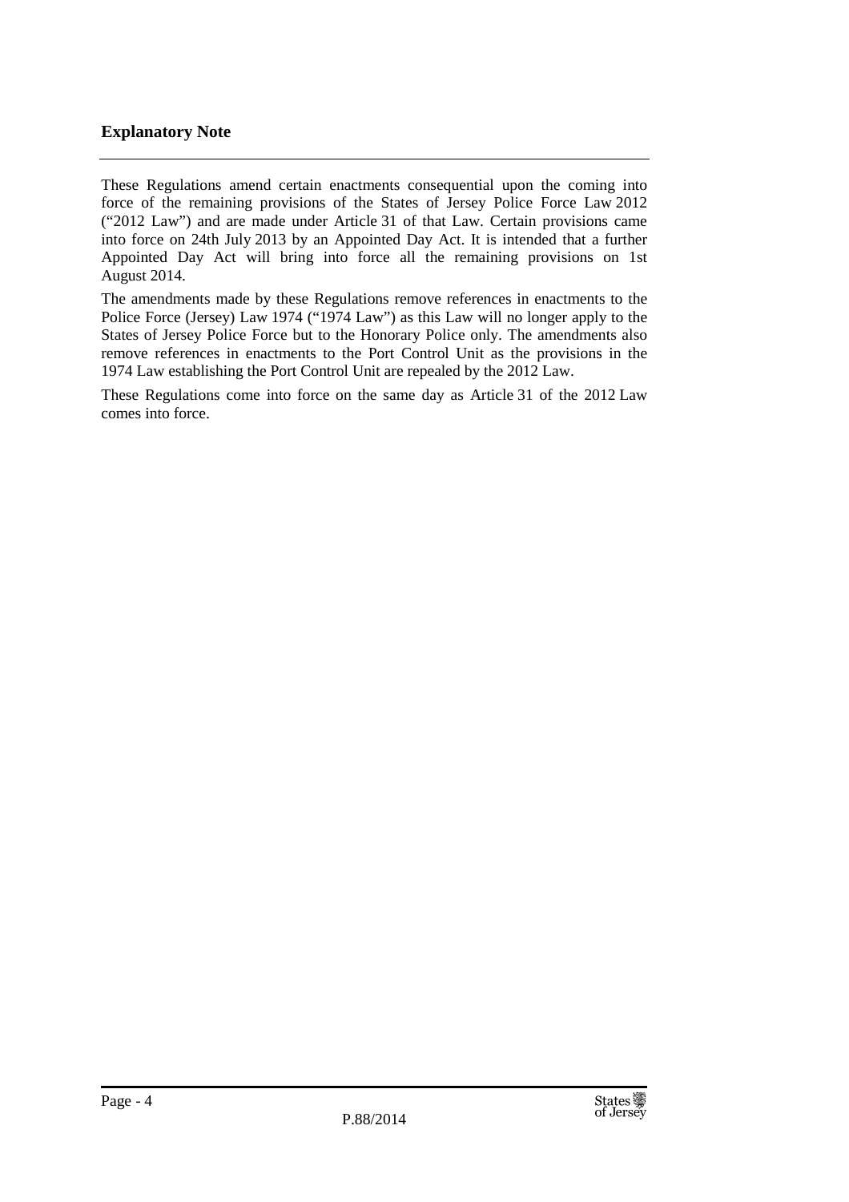## Explanatory Note

These Regulations amend certain enactments consequential upon the coming into force of the remaining provisions of the States of Jersey Police Force Law 2012 ("2012 Law") and are made under Article 31 of that Law. Certain provisions came into force on 24th July 2013 by an Appointed Day Act. It is intended that a further Appointed Day Act will bring into force all the remaining provisions on 1st August 2014.

The amendments made by these Regulations remove references in enactments to the Police Force (Jersey) Law 1974 ("1974 Law") as this Law will no longer apply to the States of Jersey Police Force but to the Honorary Police only. The amendments also remove references in enactments to the Port Control Unit as the provisions in the 1974 Law establishing the Port Control Unit are repealed by the 2012 Law.

These Regulations come into force on the same day as Article 31 of the 2012 Law comes into force.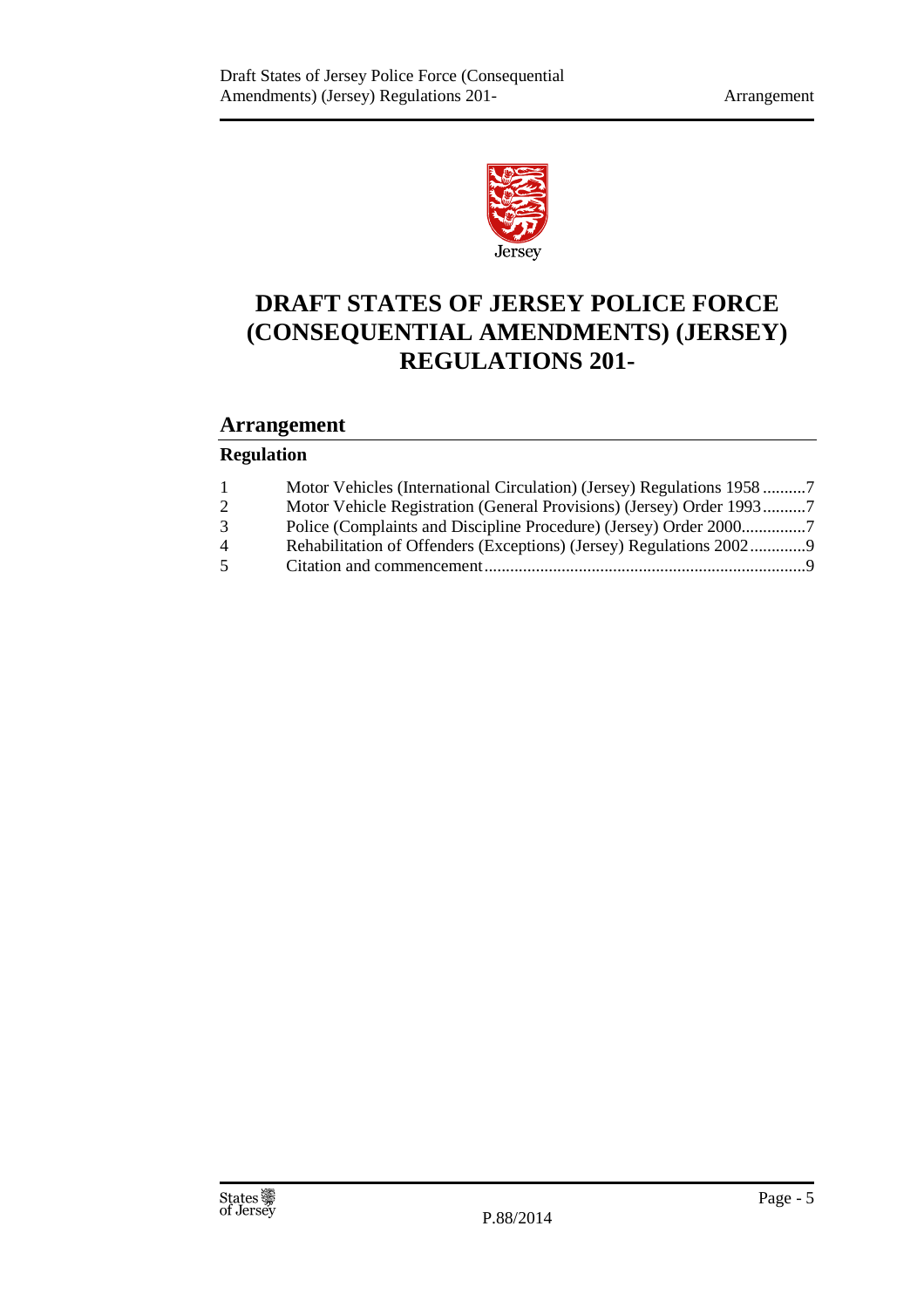# DRAFT STATES OF JERSEY POLICE FORCE (CONSEQUENTIAL AMENDMENTS) (JERSEY) REGULATIONS 201-

## Arrangement

### Regulation

| | |
|---|---|
| 1 | Motor Vehicles (International Circulation) (Jersey) Regulations 1958 ..........7 |
| 2 | Motor Vehicle Registration (General Provisions) (Jersey) Order 1993..........7 |
| 3 | Police (Complaints and Discipline Procedure) (Jersey) Order 2000...............7 |
| 4 | Rehabilitation of Offenders (Exceptions) (Jersey) Regulations 2002.............9 |
| 5 | Citation and commencement..........................................................................9 |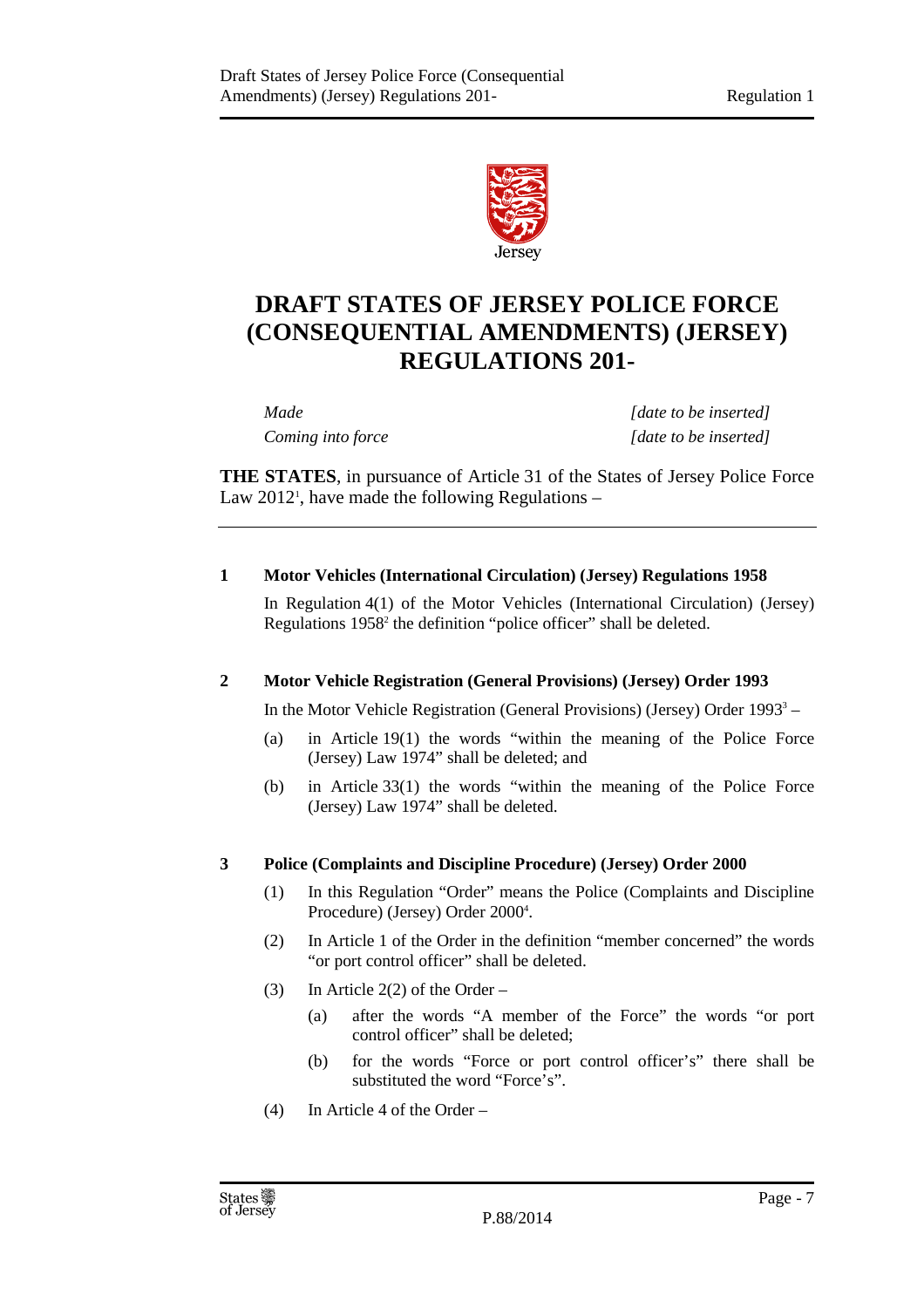# DRAFT STATES OF JERSEY POLICE FORCE (CONSEQUENTIAL AMENDMENTS) (JERSEY) REGULATIONS 201-

| | |
|---|---|
| *Made* | *[date to be inserted]* |
| *Coming into force* | *[date to be inserted]* |

**THE STATES**, in pursuance of Article 31 of the States of Jersey Police Force Law 2012[1], have made the following Regulations –

---

**1 Motor Vehicles (International Circulation) (Jersey) Regulations 1958**

In Regulation 4(1) of the Motor Vehicles (International Circulation) (Jersey) Regulations 1958[2] the definition "police officer" shall be deleted.

**2 Motor Vehicle Registration (General Provisions) (Jersey) Order 1993**

In the Motor Vehicle Registration (General Provisions) (Jersey) Order 1993[3] –

(a) in Article 19(1) the words "within the meaning of the Police Force (Jersey) Law 1974" shall be deleted; and

(b) in Article 33(1) the words "within the meaning of the Police Force (Jersey) Law 1974" shall be deleted.

**3 Police (Complaints and Discipline Procedure) (Jersey) Order 2000**

(1) In this Regulation "Order" means the Police (Complaints and Discipline Procedure) (Jersey) Order 2000[4].

(2) In Article 1 of the Order in the definition "member concerned" the words "or port control officer" shall be deleted.

(3) In Article 2(2) of the Order –

(a) after the words "A member of the Force" the words "or port control officer" shall be deleted;

(b) for the words "Force or port control officer's" there shall be substituted the word "Force's".

(4) In Article 4 of the Order –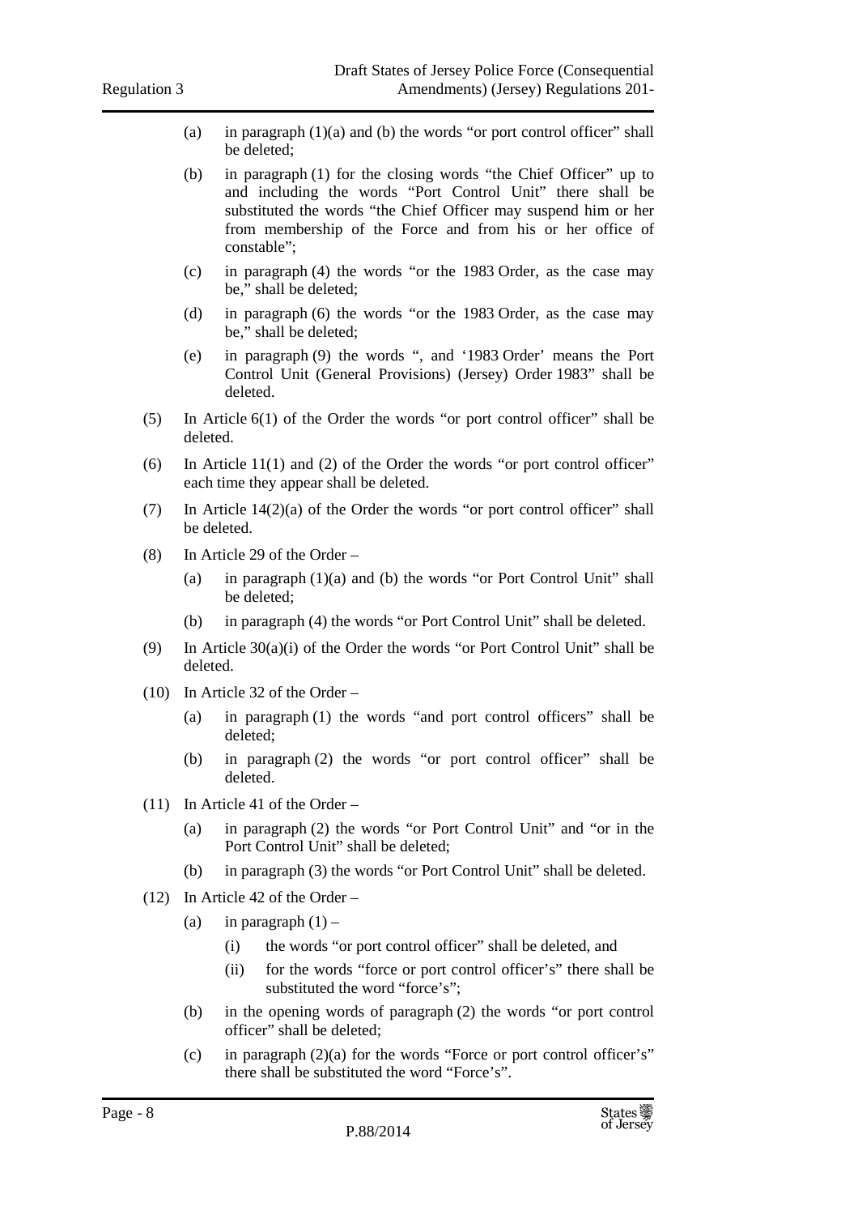(a) in paragraph (1)(a) and (b) the words "or port control officer" shall be deleted;

(b) in paragraph (1) for the closing words "the Chief Officer" up to and including the words "Port Control Unit" there shall be substituted the words "the Chief Officer may suspend him or her from membership of the Force and from his or her office of constable";

(c) in paragraph (4) the words "or the 1983 Order, as the case may be," shall be deleted;

(d) in paragraph (6) the words "or the 1983 Order, as the case may be," shall be deleted;

(e) in paragraph (9) the words ", and '1983 Order' means the Port Control Unit (General Provisions) (Jersey) Order 1983" shall be deleted.

(5) In Article 6(1) of the Order the words "or port control officer" shall be deleted.

(6) In Article 11(1) and (2) of the Order the words "or port control officer" each time they appear shall be deleted.

(7) In Article 14(2)(a) of the Order the words "or port control officer" shall be deleted.

(8) In Article 29 of the Order –

(a) in paragraph (1)(a) and (b) the words "or Port Control Unit" shall be deleted;

(b) in paragraph (4) the words "or Port Control Unit" shall be deleted.

(9) In Article 30(a)(i) of the Order the words "or Port Control Unit" shall be deleted.

(10) In Article 32 of the Order –

(a) in paragraph (1) the words "and port control officers" shall be deleted;

(b) in paragraph (2) the words "or port control officer" shall be deleted.

(11) In Article 41 of the Order –

(a) in paragraph (2) the words "or Port Control Unit" and "or in the Port Control Unit" shall be deleted;

(b) in paragraph (3) the words "or Port Control Unit" shall be deleted.

(12) In Article 42 of the Order –

(a) in paragraph (1) –

(i) the words "or port control officer" shall be deleted, and

(ii) for the words "force or port control officer's" there shall be substituted the word "force's";

(b) in the opening words of paragraph (2) the words "or port control officer" shall be deleted;

(c) in paragraph (2)(a) for the words "Force or port control officer's" there shall be substituted the word "Force's".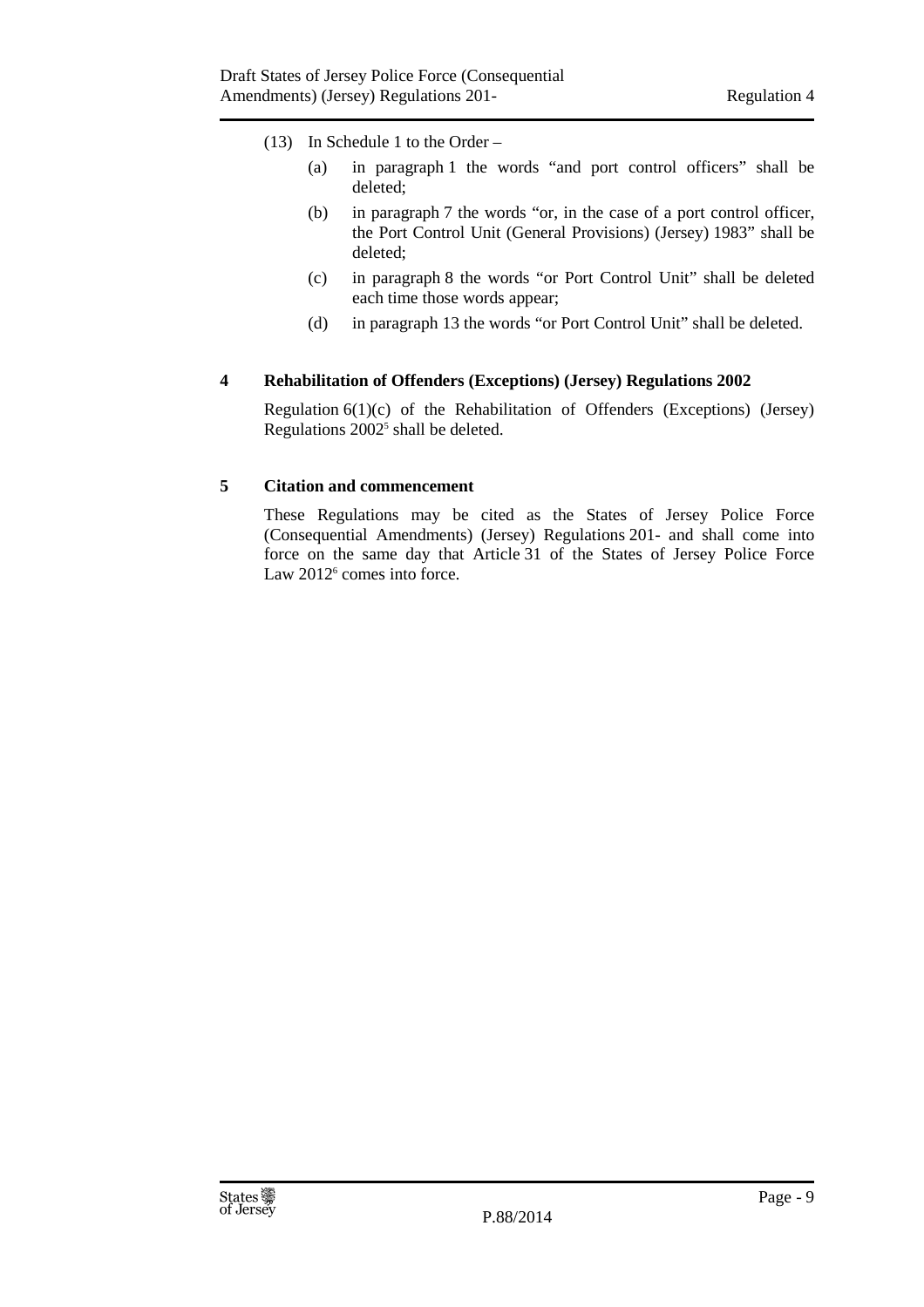(13) In Schedule 1 to the Order –

(a) in paragraph 1 the words "and port control officers" shall be deleted;

(b) in paragraph 7 the words "or, in the case of a port control officer, the Port Control Unit (General Provisions) (Jersey) 1983" shall be deleted;

(c) in paragraph 8 the words "or Port Control Unit" shall be deleted each time those words appear;

(d) in paragraph 13 the words "or Port Control Unit" shall be deleted.

## 4 Rehabilitation of Offenders (Exceptions) (Jersey) Regulations 2002

Regulation 6(1)(c) of the Rehabilitation of Offenders (Exceptions) (Jersey) Regulations 2002[5] shall be deleted.

## 5 Citation and commencement

These Regulations may be cited as the States of Jersey Police Force (Consequential Amendments) (Jersey) Regulations 201- and shall come into force on the same day that Article 31 of the States of Jersey Police Force Law 2012[6] comes into force.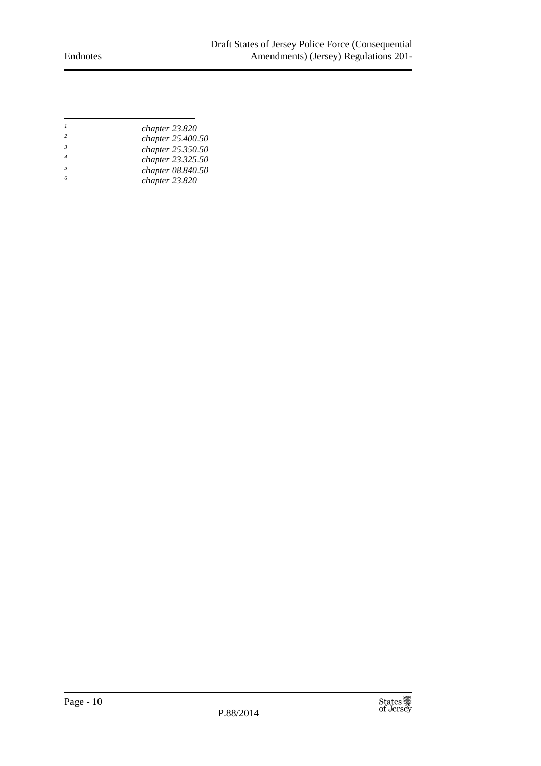[1] *chapter 23.820*

[2] *chapter 25.400.50*

[3] *chapter 25.350.50*

[4] *chapter 23.325.50*

[5] *chapter 08.840.50*

[6] *chapter 23.820*